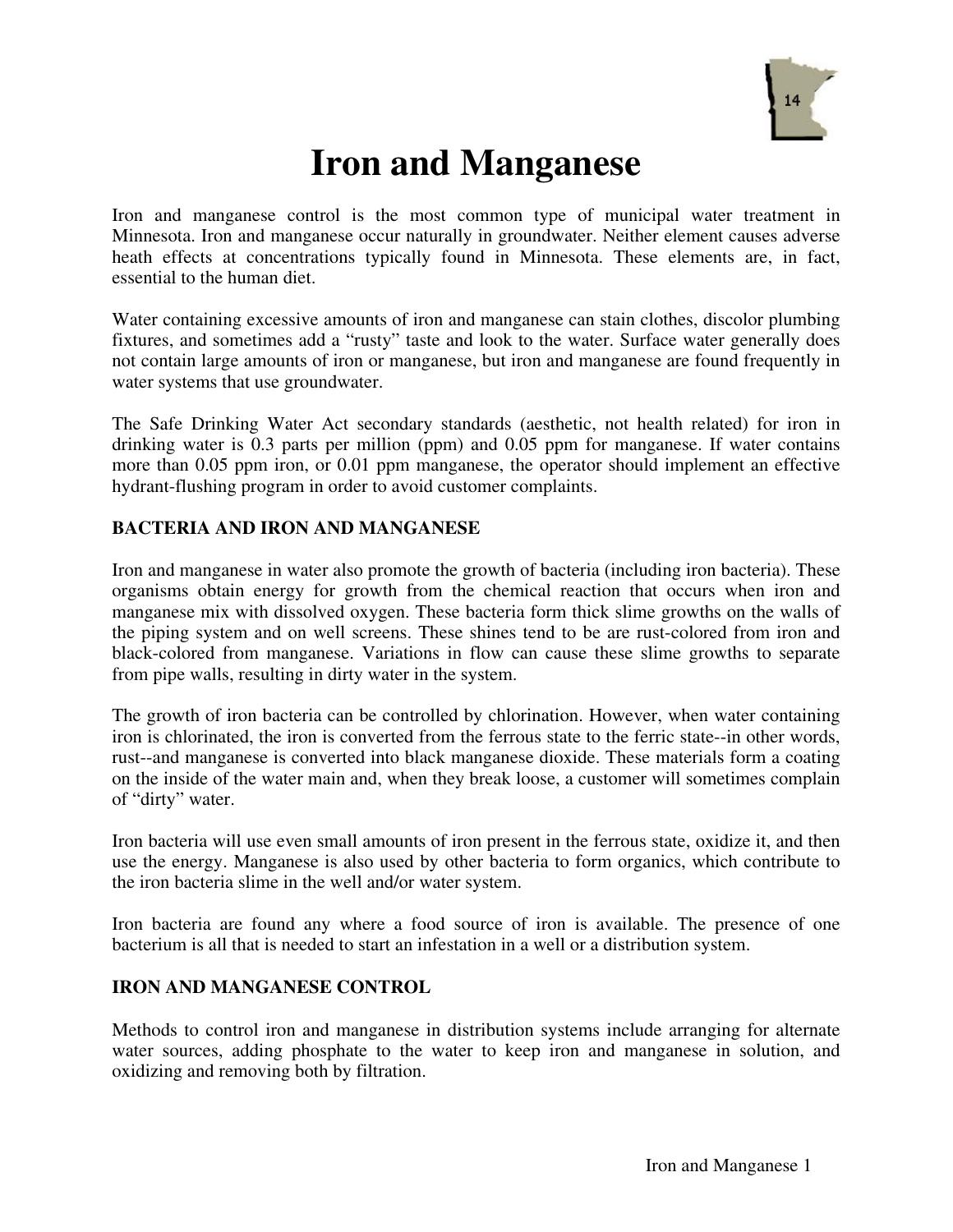# Iron and Manganese

Iron and manganese control is the most common type of municipal water treatment in Minnesota. Iron and manganese occur naturally in groundwater. Neither element causes adverse heath effects at concentrations typically found in Minnesota. These elements are, in fact, essential to the human diet.

Water containing excessive amounts of iron and manganese can stain clothes, discolor plumbing fixtures, and sometimes add a "rusty" taste and look to the water. Surface water generally does not contain large amounts of iron or manganese, but iron and manganese are found frequently in water systems that use groundwater.

The Safe Drinking Water Act secondary standards (aesthetic, not health related) for iron in drinking water is 0.3 parts per million (ppm) and 0.05 ppm for manganese. If water contains more than 0.05 ppm iron, or 0.01 ppm manganese, the operator should implement an effective hydrant-flushing program in order to avoid customer complaints.

## BACTERIA AND IRON AND MANGANESE

Iron and manganese in water also promote the growth of bacteria (including iron bacteria). These organisms obtain energy for growth from the chemical reaction that occurs when iron and manganese mix with dissolved oxygen. These bacteria form thick slime growths on the walls of the piping system and on well screens. These shines tend to be are rust-colored from iron and black-colored from manganese. Variations in flow can cause these slime growths to separate from pipe walls, resulting in dirty water in the system.

The growth of iron bacteria can be controlled by chlorination. However, when water containing iron is chlorinated, the iron is converted from the ferrous state to the ferric state--in other words, rust--and manganese is converted into black manganese dioxide. These materials form a coating on the inside of the water main and, when they break loose, a customer will sometimes complain of "dirty" water.

Iron bacteria will use even small amounts of iron present in the ferrous state, oxidize it, and then use the energy. Manganese is also used by other bacteria to form organics, which contribute to the iron bacteria slime in the well and/or water system.

Iron bacteria are found any where a food source of iron is available. The presence of one bacterium is all that is needed to start an infestation in a well or a distribution system.

## IRON AND MANGANESE CONTROL

Methods to control iron and manganese in distribution systems include arranging for alternate water sources, adding phosphate to the water to keep iron and manganese in solution, and oxidizing and removing both by filtration.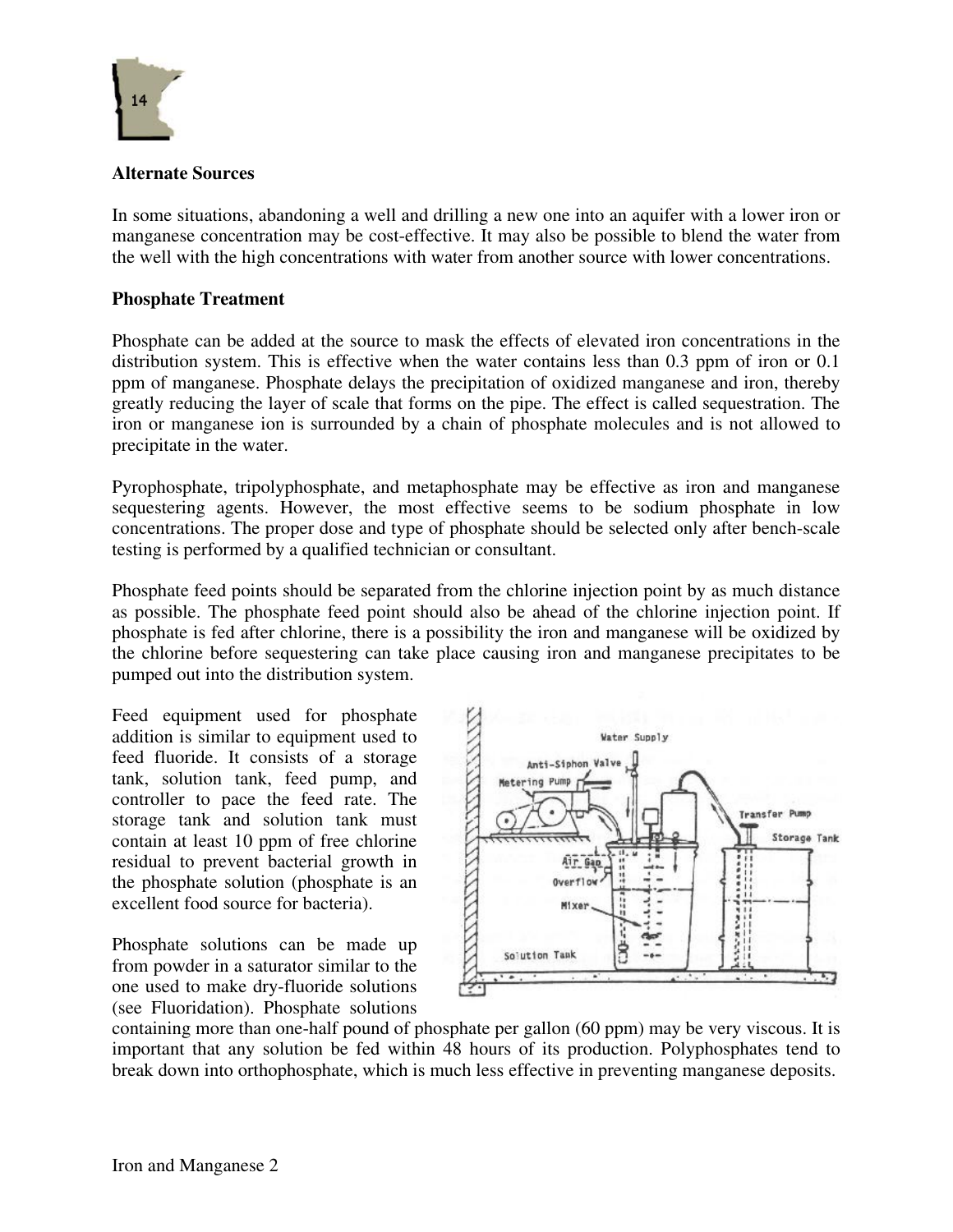## Alternate Sources

In some situations, abandoning a well and drilling a new one into an aquifer with a lower iron or manganese concentration may be cost-effective. It may also be possible to blend the water from the well with the high concentrations with water from another source with lower concentrations.

## Phosphate Treatment

Phosphate can be added at the source to mask the effects of elevated iron concentrations in the distribution system. This is effective when the water contains less than 0.3 ppm of iron or 0.1 ppm of manganese. Phosphate delays the precipitation of oxidized manganese and iron, thereby greatly reducing the layer of scale that forms on the pipe. The effect is called sequestration. The iron or manganese ion is surrounded by a chain of phosphate molecules and is not allowed to precipitate in the water.

Pyrophosphate, tripolyphosphate, and metaphosphate may be effective as iron and manganese sequestering agents. However, the most effective seems to be sodium phosphate in low concentrations. The proper dose and type of phosphate should be selected only after bench-scale testing is performed by a qualified technician or consultant.

Phosphate feed points should be separated from the chlorine injection point by as much distance as possible. The phosphate feed point should also be ahead of the chlorine injection point. If phosphate is fed after chlorine, there is a possibility the iron and manganese will be oxidized by the chlorine before sequestering can take place causing iron and manganese precipitates to be pumped out into the distribution system.

Feed equipment used for phosphate addition is similar to equipment used to feed fluoride. It consists of a storage tank, solution tank, feed pump, and controller to pace the feed rate. The storage tank and solution tank must contain at least 10 ppm of free chlorine residual to prevent bacterial growth in the phosphate solution (phosphate is an excellent food source for bacteria).

Phosphate solutions can be made up from powder in a saturator similar to the one used to make dry-fluoride solutions (see Fluoridation). Phosphate solutions containing more than one-half pound of phosphate per gallon (60 ppm) may be very viscous. It is important that any solution be fed within 48 hours of its production. Polyphosphates tend to break down into orthophosphate, which is much less effective in preventing manganese deposits.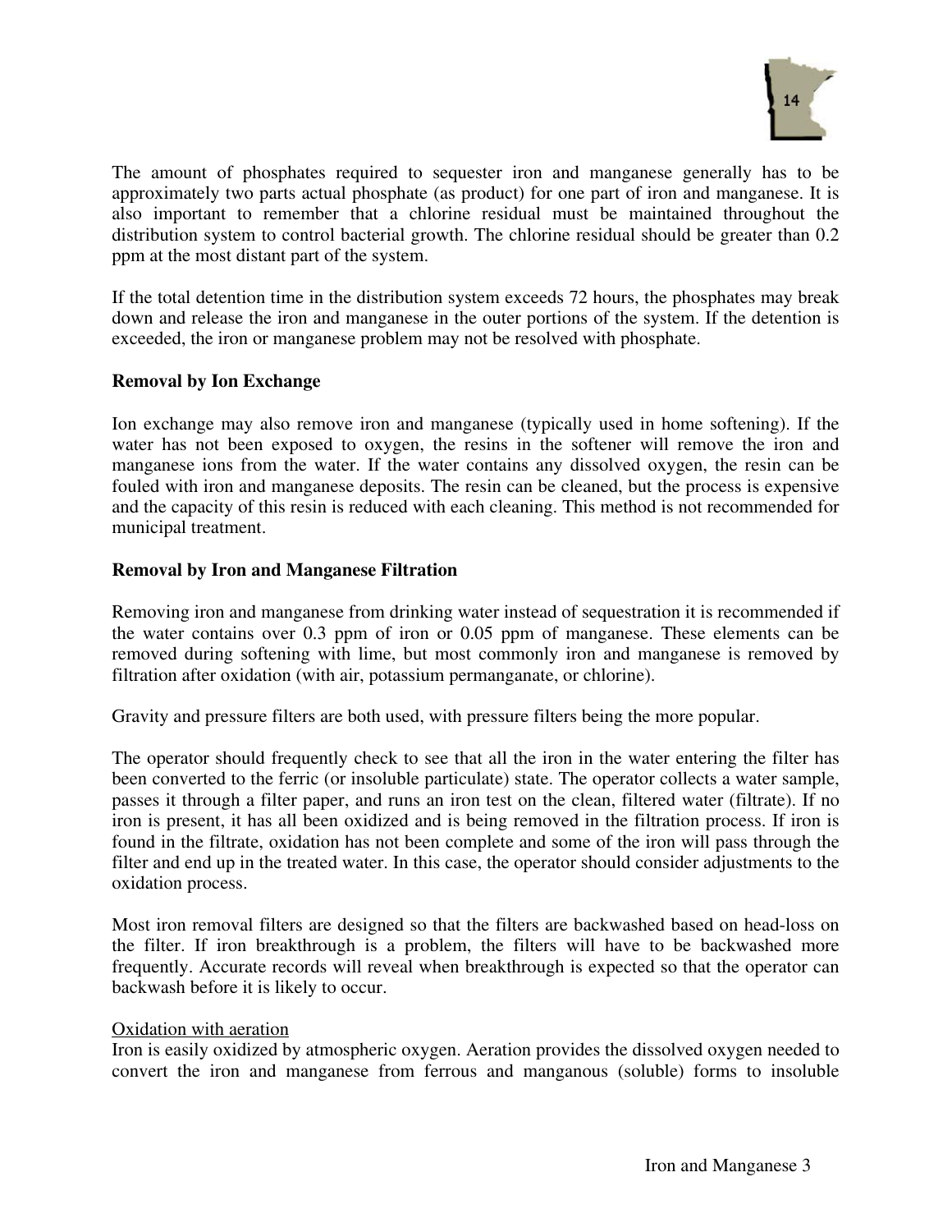The amount of phosphates required to sequester iron and manganese generally has to be approximately two parts actual phosphate (as product) for one part of iron and manganese. It is also important to remember that a chlorine residual must be maintained throughout the distribution system to control bacterial growth. The chlorine residual should be greater than 0.2 ppm at the most distant part of the system.

If the total detention time in the distribution system exceeds 72 hours, the phosphates may break down and release the iron and manganese in the outer portions of the system. If the detention is exceeded, the iron or manganese problem may not be resolved with phosphate.

**Removal by Ion Exchange**

Ion exchange may also remove iron and manganese (typically used in home softening). If the water has not been exposed to oxygen, the resins in the softener will remove the iron and manganese ions from the water. If the water contains any dissolved oxygen, the resin can be fouled with iron and manganese deposits. The resin can be cleaned, but the process is expensive and the capacity of this resin is reduced with each cleaning. This method is not recommended for municipal treatment.

**Removal by Iron and Manganese Filtration**

Removing iron and manganese from drinking water instead of sequestration it is recommended if the water contains over 0.3 ppm of iron or 0.05 ppm of manganese. These elements can be removed during softening with lime, but most commonly iron and manganese is removed by filtration after oxidation (with air, potassium permanganate, or chlorine).

Gravity and pressure filters are both used, with pressure filters being the more popular.

The operator should frequently check to see that all the iron in the water entering the filter has been converted to the ferric (or insoluble particulate) state. The operator collects a water sample, passes it through a filter paper, and runs an iron test on the clean, filtered water (filtrate). If no iron is present, it has all been oxidized and is being removed in the filtration process. If iron is found in the filtrate, oxidation has not been complete and some of the iron will pass through the filter and end up in the treated water. In this case, the operator should consider adjustments to the oxidation process.

Most iron removal filters are designed so that the filters are backwashed based on head-loss on the filter. If iron breakthrough is a problem, the filters will have to be backwashed more frequently. Accurate records will reveal when breakthrough is expected so that the operator can backwash before it is likely to occur.

<u>Oxidation with aeration</u>

Iron is easily oxidized by atmospheric oxygen. Aeration provides the dissolved oxygen needed to convert the iron and manganese from ferrous and manganous (soluble) forms to insoluble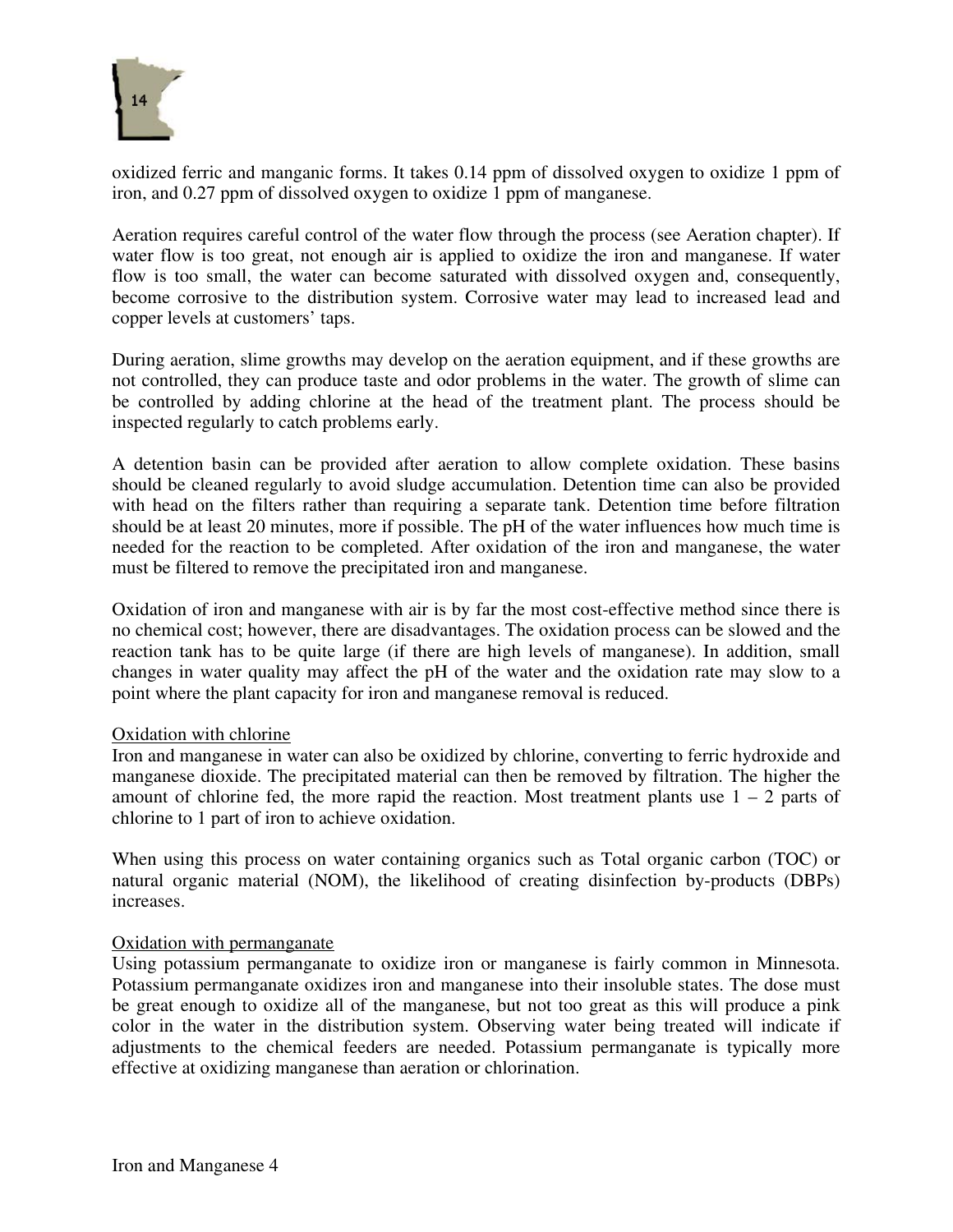oxidized ferric and manganic forms. It takes 0.14 ppm of dissolved oxygen to oxidize 1 ppm of iron, and 0.27 ppm of dissolved oxygen to oxidize 1 ppm of manganese.

Aeration requires careful control of the water flow through the process (see Aeration chapter). If water flow is too great, not enough air is applied to oxidize the iron and manganese. If water flow is too small, the water can become saturated with dissolved oxygen and, consequently, become corrosive to the distribution system. Corrosive water may lead to increased lead and copper levels at customers' taps.

During aeration, slime growths may develop on the aeration equipment, and if these growths are not controlled, they can produce taste and odor problems in the water. The growth of slime can be controlled by adding chlorine at the head of the treatment plant. The process should be inspected regularly to catch problems early.

A detention basin can be provided after aeration to allow complete oxidation. These basins should be cleaned regularly to avoid sludge accumulation. Detention time can also be provided with head on the filters rather than requiring a separate tank. Detention time before filtration should be at least 20 minutes, more if possible. The pH of the water influences how much time is needed for the reaction to be completed. After oxidation of the iron and manganese, the water must be filtered to remove the precipitated iron and manganese.

Oxidation of iron and manganese with air is by far the most cost-effective method since there is no chemical cost; however, there are disadvantages. The oxidation process can be slowed and the reaction tank has to be quite large (if there are high levels of manganese). In addition, small changes in water quality may affect the pH of the water and the oxidation rate may slow to a point where the plant capacity for iron and manganese removal is reduced.

Oxidation with chlorine

Iron and manganese in water can also be oxidized by chlorine, converting to ferric hydroxide and manganese dioxide. The precipitated material can then be removed by filtration. The higher the amount of chlorine fed, the more rapid the reaction. Most treatment plants use 1 – 2 parts of chlorine to 1 part of iron to achieve oxidation.

When using this process on water containing organics such as Total organic carbon (TOC) or natural organic material (NOM), the likelihood of creating disinfection by-products (DBPs) increases.

Oxidation with permanganate

Using potassium permanganate to oxidize iron or manganese is fairly common in Minnesota. Potassium permanganate oxidizes iron and manganese into their insoluble states. The dose must be great enough to oxidize all of the manganese, but not too great as this will produce a pink color in the water in the distribution system. Observing water being treated will indicate if adjustments to the chemical feeders are needed. Potassium permanganate is typically more effective at oxidizing manganese than aeration or chlorination.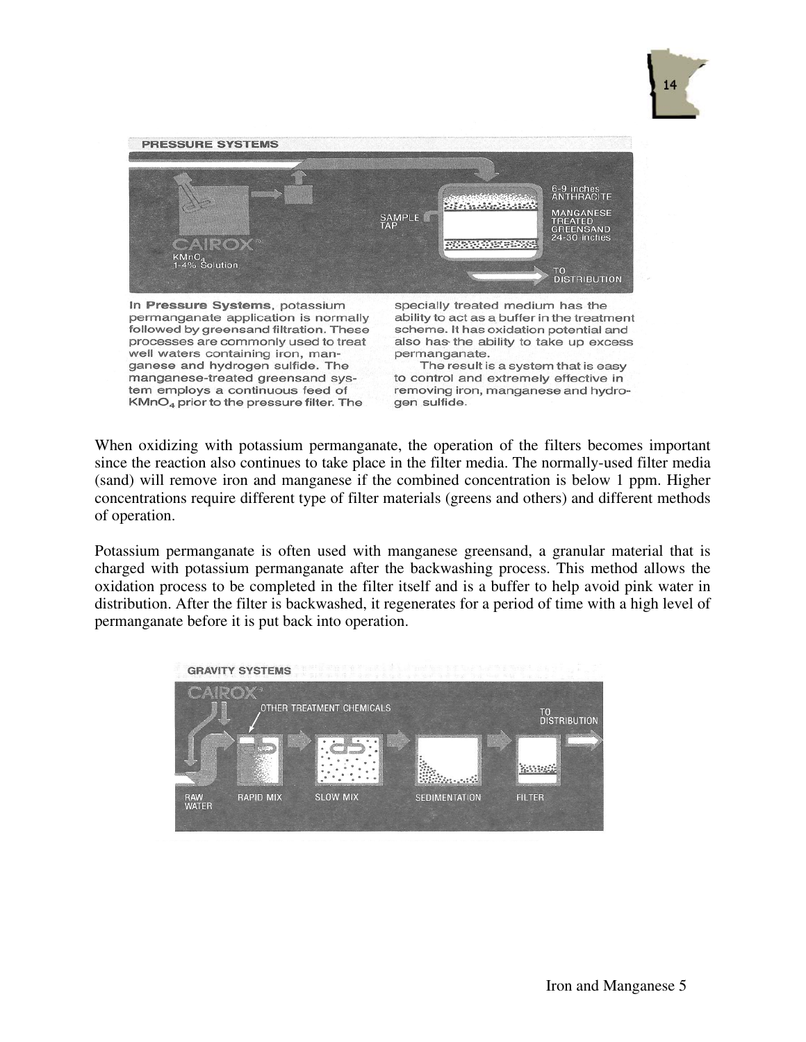**PRESSURE SYSTEMS**

CAIROX® $KMnO_4$ 1-4% Solution

SAMPLE TAP

6-9 inches ANTHRACITE

MANGANESE TREATED GREENSAND 24-30 inches

TO DISTRIBUTION

**In Pressure Systems**, potassium permanganate application is normally followed by greensand filtration. These processes are commonly used to treat well waters containing iron, manganese and hydrogen sulfide. The manganese-treated greensand system employs a continuous feed of $KMnO_4$ prior to the pressure filter. The specially treated medium has the ability to act as a buffer in the treatment scheme. It has oxidation potential and also has the ability to take up excess permanganate.

The result is a system that is easy to control and extremely effective in removing iron, manganese and hydrogen sulfide.

When oxidizing with potassium permanganate, the operation of the filters becomes important since the reaction also continues to take place in the filter media. The normally-used filter media (sand) will remove iron and manganese if the combined concentration is below 1 ppm. Higher concentrations require different type of filter materials (greens and others) and different methods of operation.

Potassium permanganate is often used with manganese greensand, a granular material that is charged with potassium permanganate after the backwashing process. This method allows the oxidation process to be completed in the filter itself and is a buffer to help avoid pink water in distribution. After the filter is backwashed, it regenerates for a period of time with a high level of permanganate before it is put back into operation.

**GRAVITY SYSTEMS**

CAIROX®

OTHER TREATMENT CHEMICALS

RAW WATER — RAPID MIX — SLOW MIX — SEDIMENTATION — FILTER — TO DISTRIBUTION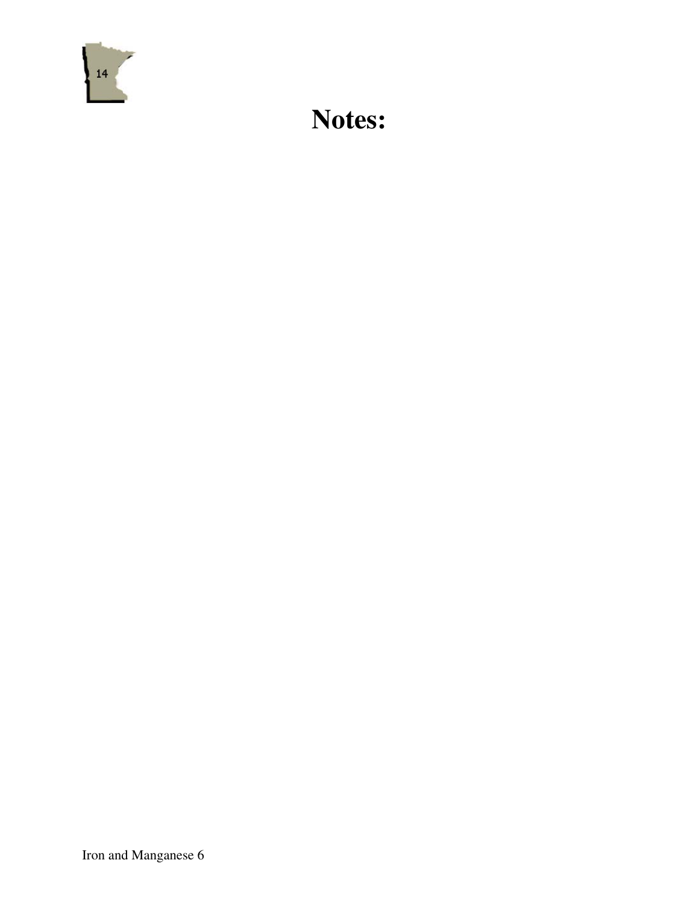# Notes: